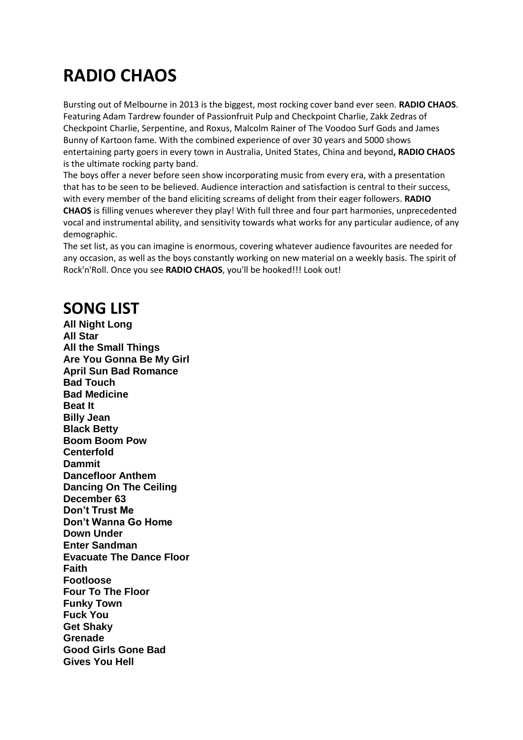# RADIO CHAOS

Bursting out of Melbourne in 2013 is the biggest, most rocking cover band ever seen. **RADIO CHAOS**. Featuring Adam Tardrew founder of Passionfruit Pulp and Checkpoint Charlie, Zakk Zedras of Checkpoint Charlie, Serpentine, and Roxus, Malcolm Rainer of The Voodoo Surf Gods and James Bunny of Kartoon fame. With the combined experience of over 30 years and 5000 shows entertaining party goers in every town in Australia, United States, China and beyond**, RADIO CHAOS** is the ultimate rocking party band.

The boys offer a never before seen show incorporating music from every era, with a presentation that has to be seen to be believed. Audience interaction and satisfaction is central to their success, with every member of the band eliciting screams of delight from their eager followers. **RADIO CHAOS** is filling venues wherever they play! With full three and four part harmonies, unprecedented vocal and instrumental ability, and sensitivity towards what works for any particular audience, of any demographic.

The set list, as you can imagine is enormous, covering whatever audience favourites are needed for any occasion, as well as the boys constantly working on new material on a weekly basis. The spirit of Rock'n'Roll. Once you see **RADIO CHAOS**, you'll be hooked!!! Look out!

# SONG LIST

**All Night Long**
**All Star**
**All the Small Things**
**Are You Gonna Be My Girl**
**April Sun Bad Romance**
**Bad Touch**
**Bad Medicine**
**Beat It**
**Billy Jean**
**Black Betty**
**Boom Boom Pow**
**Centerfold**
**Dammit**
**Dancefloor Anthem**
**Dancing On The Ceiling**
**December 63**
**Don't Trust Me**
**Don't Wanna Go Home**
**Down Under**
**Enter Sandman**
**Evacuate The Dance Floor**
**Faith**
**Footloose**
**Four To The Floor**
**Funky Town**
**Fuck You**
**Get Shaky**
**Grenade**
**Good Girls Gone Bad**
**Gives You Hell**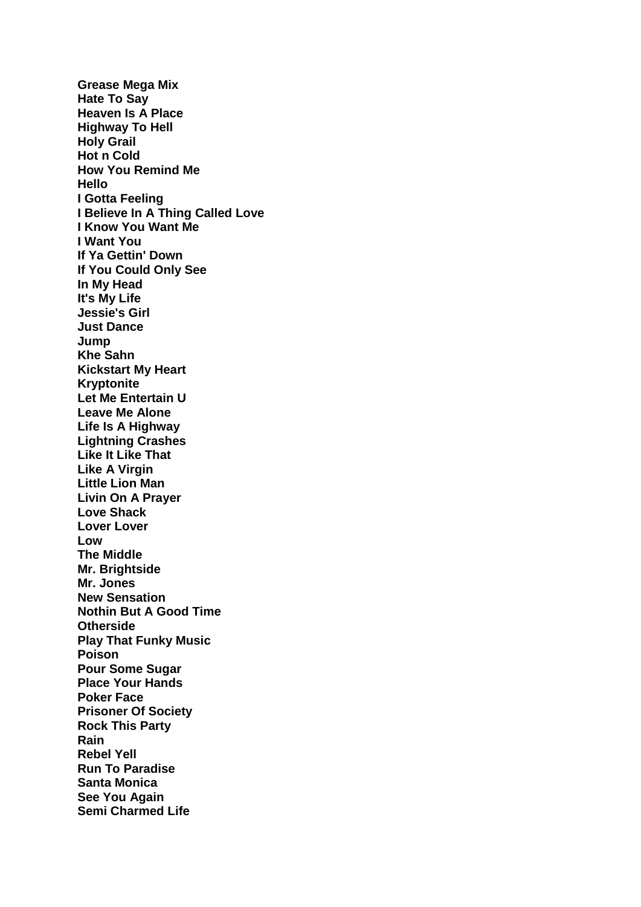**Grease Mega Mix**
**Hate To Say**
**Heaven Is A Place**
**Highway To Hell**
**Holy Grail**
**Hot n Cold**
**How You Remind Me**
**Hello**
**I Gotta Feeling**
**I Believe In A Thing Called Love**
**I Know You Want Me**
**I Want You**
**If Ya Gettin' Down**
**If You Could Only See**
**In My Head**
**It's My Life**
**Jessie's Girl**
**Just Dance**
**Jump**
**Khe Sahn**
**Kickstart My Heart**
**Kryptonite**
**Let Me Entertain U**
**Leave Me Alone**
**Life Is A Highway**
**Lightning Crashes**
**Like It Like That**
**Like A Virgin**
**Little Lion Man**
**Livin On A Prayer**
**Love Shack**
**Lover Lover**
**Low**
**The Middle**
**Mr. Brightside**
**Mr. Jones**
**New Sensation**
**Nothin But A Good Time**
**Otherside**
**Play That Funky Music**
**Poison**
**Pour Some Sugar**
**Place Your Hands**
**Poker Face**
**Prisoner Of Society**
**Rock This Party**
**Rain**
**Rebel Yell**
**Run To Paradise**
**Santa Monica**
**See You Again**
**Semi Charmed Life**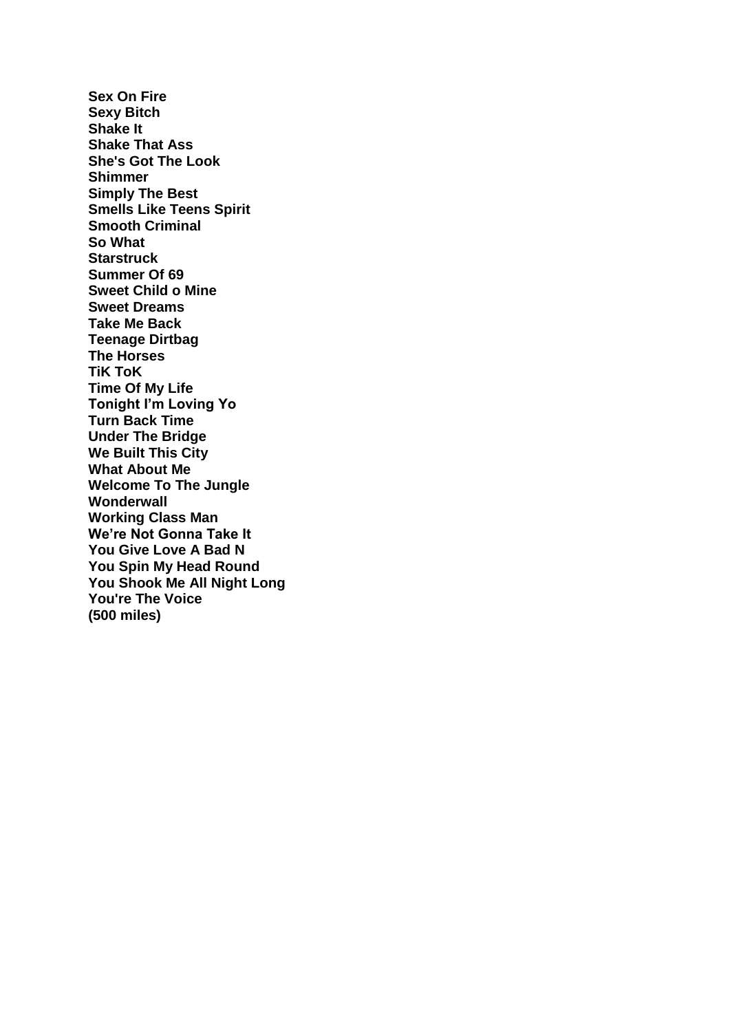**Sex On Fire**
**Sexy Bitch**
**Shake It**
**Shake That Ass**
**She's Got The Look**
**Shimmer**
**Simply The Best**
**Smells Like Teens Spirit**
**Smooth Criminal**
**So What**
**Starstruck**
**Summer Of 69**
**Sweet Child o Mine**
**Sweet Dreams**
**Take Me Back**
**Teenage Dirtbag**
**The Horses**
**TiK ToK**
**Time Of My Life**
**Tonight I'm Loving Yo**
**Turn Back Time**
**Under The Bridge**
**We Built This City**
**What About Me**
**Welcome To The Jungle**
**Wonderwall**
**Working Class Man**
**We're Not Gonna Take It**
**You Give Love A Bad N**
**You Spin My Head Round**
**You Shook Me All Night Long**
**You're The Voice**
**(500 miles)**